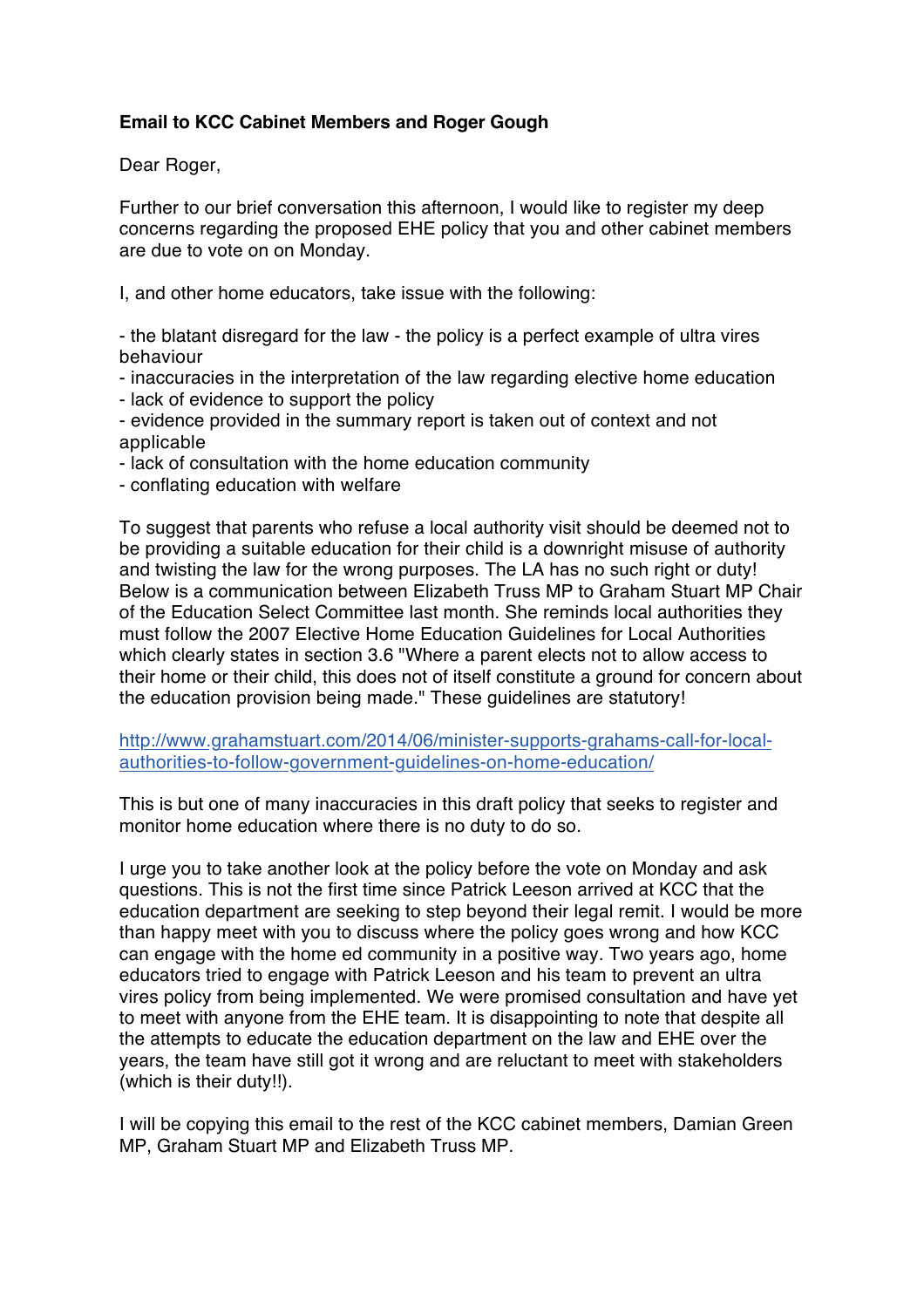**Email to KCC Cabinet Members and Roger Gough**

Dear Roger,

Further to our brief conversation this afternoon, I would like to register my deep concerns regarding the proposed EHE policy that you and other cabinet members are due to vote on on Monday.

I, and other home educators, take issue with the following:

- the blatant disregard for the law - the policy is a perfect example of ultra vires behaviour
- inaccuracies in the interpretation of the law regarding elective home education
- lack of evidence to support the policy
- evidence provided in the summary report is taken out of context and not applicable
- lack of consultation with the home education community
- conflating education with welfare

To suggest that parents who refuse a local authority visit should be deemed not to be providing a suitable education for their child is a downright misuse of authority and twisting the law for the wrong purposes. The LA has no such right or duty! Below is a communication between Elizabeth Truss MP to Graham Stuart MP Chair of the Education Select Committee last month. She reminds local authorities they must follow the 2007 Elective Home Education Guidelines for Local Authorities which clearly states in section 3.6 "Where a parent elects not to allow access to their home or their child, this does not of itself constitute a ground for concern about the education provision being made." These guidelines are statutory!

[http://www.grahamstuart.com/2014/06/minister-supports-grahams-call-for-local-authorities-to-follow-government-guidelines-on-home-education/](http://www.grahamstuart.com/2014/06/minister-supports-grahams-call-for-local-authorities-to-follow-government-guidelines-on-home-education/)

This is but one of many inaccuracies in this draft policy that seeks to register and monitor home education where there is no duty to do so.

I urge you to take another look at the policy before the vote on Monday and ask questions. This is not the first time since Patrick Leeson arrived at KCC that the education department are seeking to step beyond their legal remit. I would be more than happy meet with you to discuss where the policy goes wrong and how KCC can engage with the home ed community in a positive way. Two years ago, home educators tried to engage with Patrick Leeson and his team to prevent an ultra vires policy from being implemented. We were promised consultation and have yet to meet with anyone from the EHE team. It is disappointing to note that despite all the attempts to educate the education department on the law and EHE over the years, the team have still got it wrong and are reluctant to meet with stakeholders (which is their duty!!).

I will be copying this email to the rest of the KCC cabinet members, Damian Green MP, Graham Stuart MP and Elizabeth Truss MP.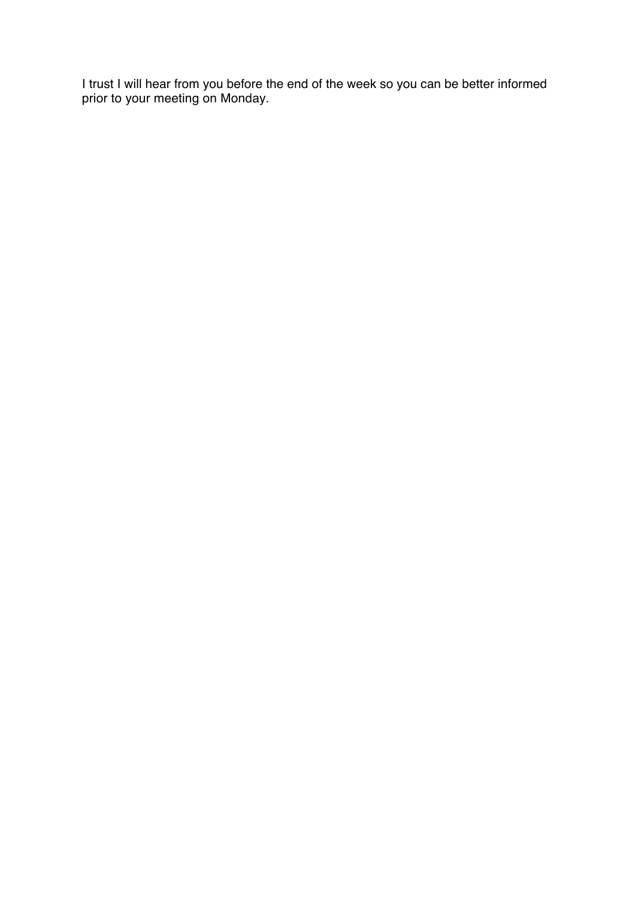I trust I will hear from you before the end of the week so you can be better informed prior to your meeting on Monday.